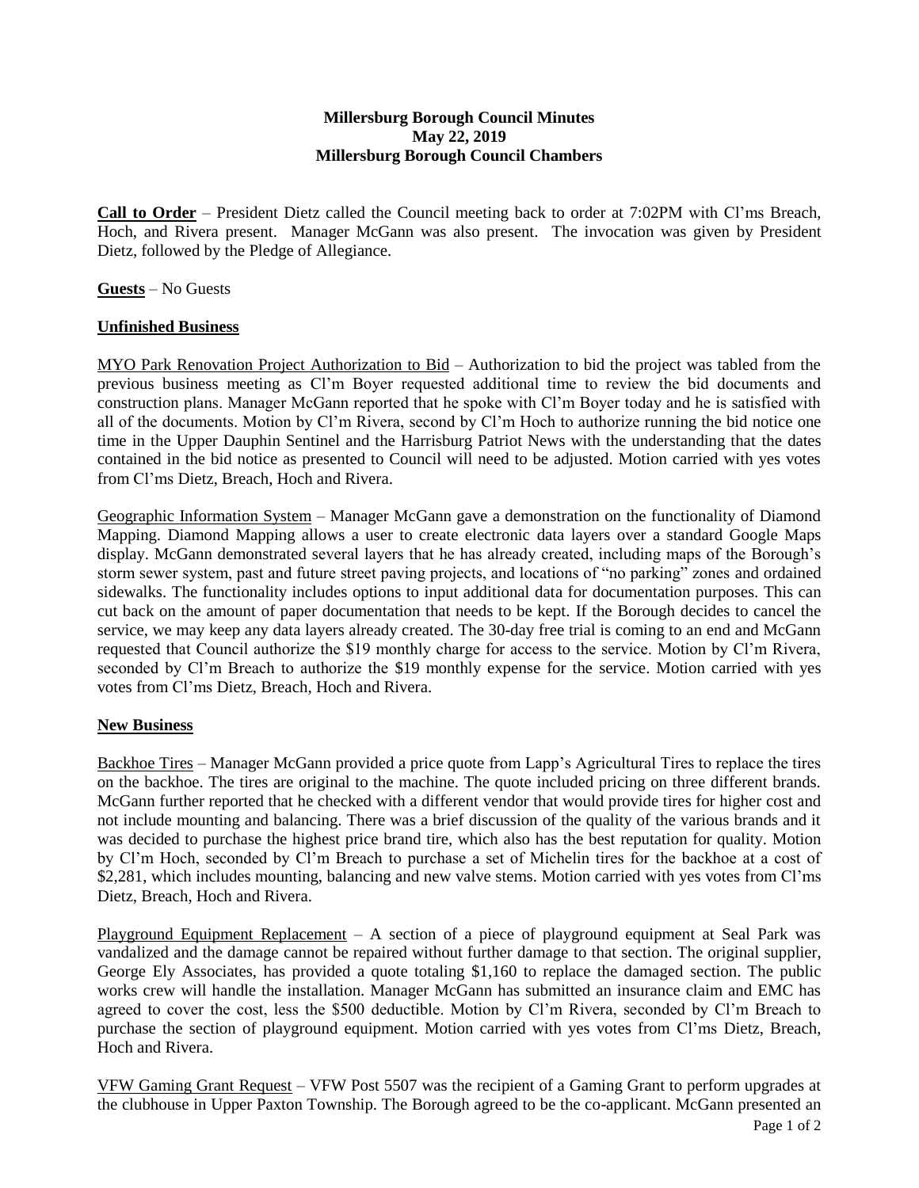**Millersburg Borough Council Minutes**
**May 22, 2019**
**Millersburg Borough Council Chambers**

**Call to Order** – President Dietz called the Council meeting back to order at 7:02PM with Cl'ms Breach, Hoch, and Rivera present. Manager McGann was also present. The invocation was given by President Dietz, followed by the Pledge of Allegiance.

**Guests** – No Guests

**Unfinished Business**

MYO Park Renovation Project Authorization to Bid – Authorization to bid the project was tabled from the previous business meeting as Cl'm Boyer requested additional time to review the bid documents and construction plans. Manager McGann reported that he spoke with Cl'm Boyer today and he is satisfied with all of the documents. Motion by Cl'm Rivera, second by Cl'm Hoch to authorize running the bid notice one time in the Upper Dauphin Sentinel and the Harrisburg Patriot News with the understanding that the dates contained in the bid notice as presented to Council will need to be adjusted. Motion carried with yes votes from Cl'ms Dietz, Breach, Hoch and Rivera.

Geographic Information System – Manager McGann gave a demonstration on the functionality of Diamond Mapping. Diamond Mapping allows a user to create electronic data layers over a standard Google Maps display. McGann demonstrated several layers that he has already created, including maps of the Borough's storm sewer system, past and future street paving projects, and locations of "no parking" zones and ordained sidewalks. The functionality includes options to input additional data for documentation purposes. This can cut back on the amount of paper documentation that needs to be kept. If the Borough decides to cancel the service, we may keep any data layers already created. The 30-day free trial is coming to an end and McGann requested that Council authorize the $19 monthly charge for access to the service. Motion by Cl'm Rivera, seconded by Cl'm Breach to authorize the $19 monthly expense for the service. Motion carried with yes votes from Cl'ms Dietz, Breach, Hoch and Rivera.

**New Business**

Backhoe Tires – Manager McGann provided a price quote from Lapp's Agricultural Tires to replace the tires on the backhoe. The tires are original to the machine. The quote included pricing on three different brands. McGann further reported that he checked with a different vendor that would provide tires for higher cost and not include mounting and balancing. There was a brief discussion of the quality of the various brands and it was decided to purchase the highest price brand tire, which also has the best reputation for quality. Motion by Cl'm Hoch, seconded by Cl'm Breach to purchase a set of Michelin tires for the backhoe at a cost of $2,281, which includes mounting, balancing and new valve stems. Motion carried with yes votes from Cl'ms Dietz, Breach, Hoch and Rivera.

Playground Equipment Replacement – A section of a piece of playground equipment at Seal Park was vandalized and the damage cannot be repaired without further damage to that section. The original supplier, George Ely Associates, has provided a quote totaling $1,160 to replace the damaged section. The public works crew will handle the installation. Manager McGann has submitted an insurance claim and EMC has agreed to cover the cost, less the $500 deductible. Motion by Cl'm Rivera, seconded by Cl'm Breach to purchase the section of playground equipment. Motion carried with yes votes from Cl'ms Dietz, Breach, Hoch and Rivera.

VFW Gaming Grant Request – VFW Post 5507 was the recipient of a Gaming Grant to perform upgrades at the clubhouse in Upper Paxton Township. The Borough agreed to be the co-applicant. McGann presented an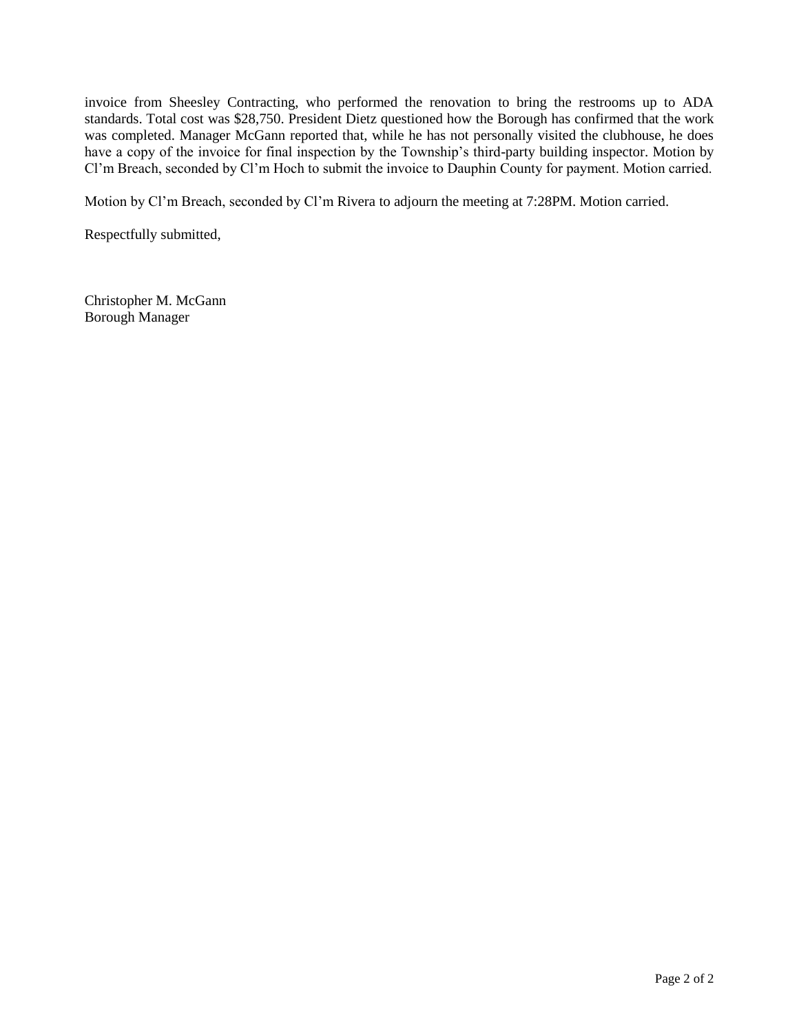invoice from Sheesley Contracting, who performed the renovation to bring the restrooms up to ADA standards. Total cost was $28,750. President Dietz questioned how the Borough has confirmed that the work was completed. Manager McGann reported that, while he has not personally visited the clubhouse, he does have a copy of the invoice for final inspection by the Township's third-party building inspector. Motion by Cl'm Breach, seconded by Cl'm Hoch to submit the invoice to Dauphin County for payment. Motion carried.

Motion by Cl'm Breach, seconded by Cl'm Rivera to adjourn the meeting at 7:28PM. Motion carried.

Respectfully submitted,

Christopher M. McGann
Borough Manager